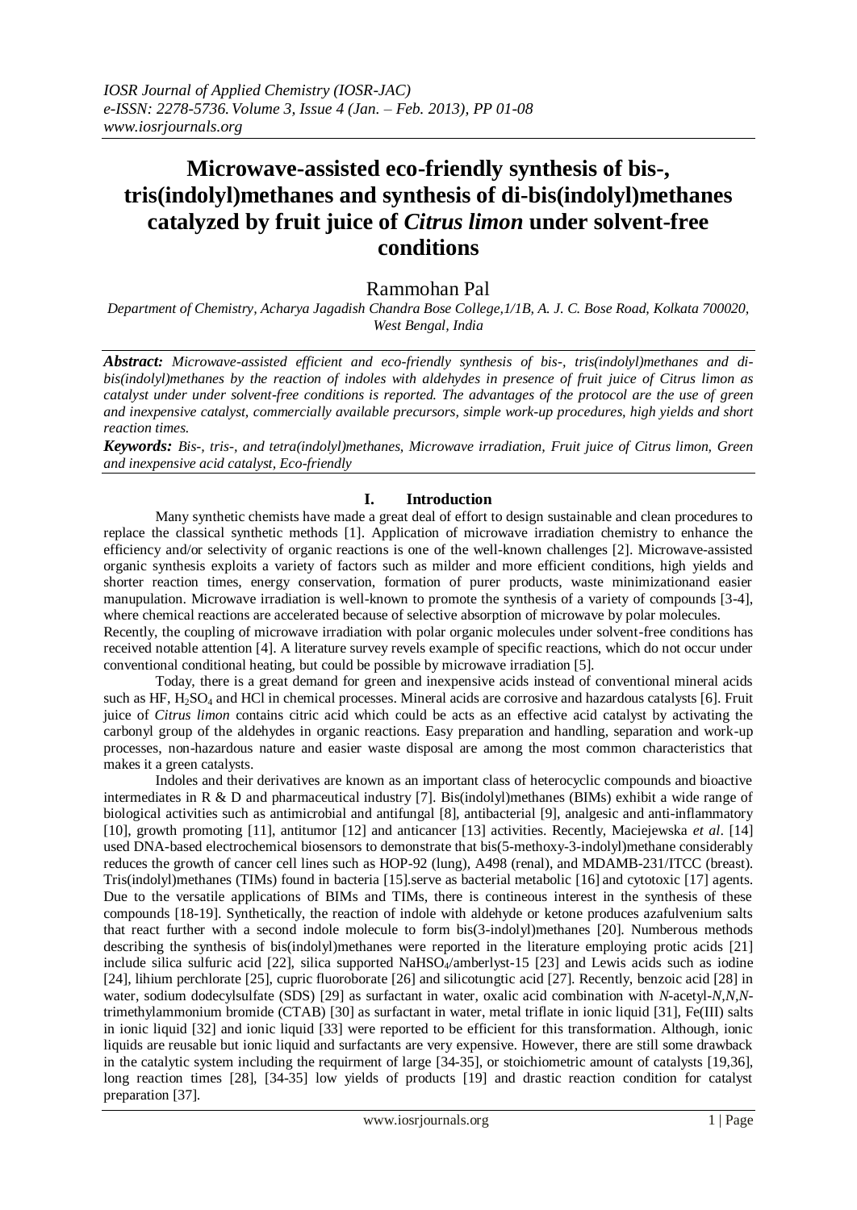# Microwave-assisted eco-friendly synthesis of bis-, tris(indolyl)methanes and synthesis of di-bis(indolyl)methanes catalyzed by fruit juice of *Citrus limon* under solvent-free conditions

Rammohan Pal

*Department of Chemistry, Acharya Jagadish Chandra Bose College,1/1B, A. J. C. Bose Road, Kolkata 700020, West Bengal, India*

***Abstract:*** *Microwave-assisted efficient and eco-friendly synthesis of bis-, tris(indolyl)methanes and di-bis(indolyl)methanes by the reaction of indoles with aldehydes in presence of fruit juice of Citrus limon as catalyst under under solvent-free conditions is reported. The advantages of the protocol are the use of green and inexpensive catalyst, commercially available precursors, simple work-up procedures, high yields and short reaction times.*

***Keywords:*** *Bis-, tris-, and tetra(indolyl)methanes, Microwave irradiation, Fruit juice of Citrus limon, Green and inexpensive acid catalyst, Eco-friendly*

## I. Introduction

Many synthetic chemists have made a great deal of effort to design sustainable and clean procedures to replace the classical synthetic methods [1]. Application of microwave irradiation chemistry to enhance the efficiency and/or selectivity of organic reactions is one of the well-known challenges [2]. Microwave-assisted organic synthesis exploits a variety of factors such as milder and more efficient conditions, high yields and shorter reaction times, energy conservation, formation of purer products, waste minimizationand easier manupulation. Microwave irradiation is well-known to promote the synthesis of a variety of compounds [3-4], where chemical reactions are accelerated because of selective absorption of microwave by polar molecules.

Recently, the coupling of microwave irradiation with polar organic molecules under solvent-free conditions has received notable attention [4]. A literature survey revels example of specific reactions, which do not occur under conventional conditional heating, but could be possible by microwave irradiation [5].

Today, there is a great demand for green and inexpensive acids instead of conventional mineral acids such as HF, $H_2SO_4$ and HCl in chemical processes. Mineral acids are corrosive and hazardous catalysts [6]. Fruit juice of *Citrus limon* contains citric acid which could be acts as an effective acid catalyst by activating the carbonyl group of the aldehydes in organic reactions. Easy preparation and handling, separation and work-up processes, non-hazardous nature and easier waste disposal are among the most common characteristics that makes it a green catalysts.

Indoles and their derivatives are known as an important class of heterocyclic compounds and bioactive intermediates in R & D and pharmaceutical industry [7]. Bis(indolyl)methanes (BIMs) exhibit a wide range of biological activities such as antimicrobial and antifungal [8], antibacterial [9], analgesic and anti-inflammatory [10], growth promoting [11], antitumor [12] and anticancer [13] activities. Recently, Maciejewska *et al*. [14] used DNA-based electrochemical biosensors to demonstrate that bis(5-methoxy-3-indolyl)methane considerably reduces the growth of cancer cell lines such as HOP-92 (lung), A498 (renal), and MDAMB-231/ITCC (breast). Tris(indolyl)methanes (TIMs) found in bacteria [15].serve as bacterial metabolic [16] and cytotoxic [17] agents. Due to the versatile applications of BIMs and TIMs, there is contineous interest in the synthesis of these compounds [18-19]. Synthetically, the reaction of indole with aldehyde or ketone produces azafulvenium salts that react further with a second indole molecule to form bis(3-indolyl)methanes [20]. Numberous methods describing the synthesis of bis(indolyl)methanes were reported in the literature employing protic acids [21] include silica sulfuric acid [22], silica supported $NaHSO_4$/amberlyst-15 [23] and Lewis acids such as iodine [24], lihium perchlorate [25], cupric fluoroborate [26] and silicotungtic acid [27]. Recently, benzoic acid [28] in water, sodium dodecylsulfate (SDS) [29] as surfactant in water, oxalic acid combination with *N*-acetyl-*N,N,N*-trimethylammonium bromide (CTAB) [30] as surfactant in water, metal triflate in ionic liquid [31], Fe(III) salts in ionic liquid [32] and ionic liquid [33] were reported to be efficient for this transformation. Although, ionic liquids are reusable but ionic liquid and surfactants are very expensive. However, there are still some drawback in the catalytic system including the requirment of large [34-35], or stoichiometric amount of catalysts [19,36], long reaction times [28], [34-35] low yields of products [19] and drastic reaction condition for catalyst preparation [37].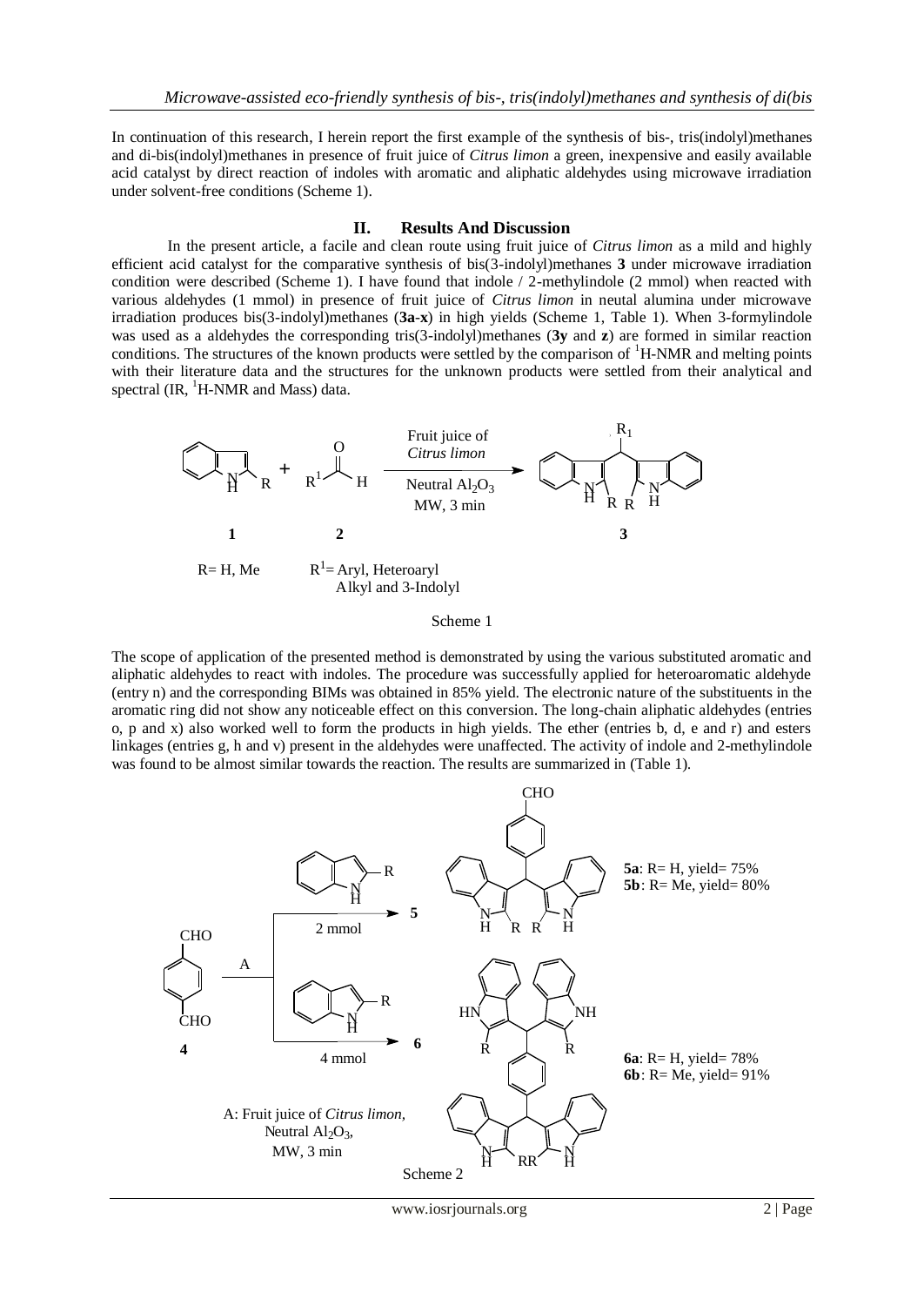In continuation of this research, I herein report the first example of the synthesis of bis-, tris(indolyl)methanes and di-bis(indolyl)methanes in presence of fruit juice of *Citrus limon* a green, inexpensive and easily available acid catalyst by direct reaction of indoles with aromatic and aliphatic aldehydes using microwave irradiation under solvent-free conditions (Scheme 1).

## II. Results And Discussion

In the present article, a facile and clean route using fruit juice of *Citrus limon* as a mild and highly efficient acid catalyst for the comparative synthesis of bis(3-indolyl)methanes **3** under microwave irradiation condition were described (Scheme 1). I have found that indole / 2-methylindole (2 mmol) when reacted with various aldehydes (1 mmol) in presence of fruit juice of *Citrus limon* in neutal alumina under microwave irradiation produces bis(3-indolyl)methanes (**3a-x**) in high yields (Scheme 1, Table 1). When 3-formylindole was used as a aldehydes the corresponding tris(3-indolyl)methanes (**3y** and **z**) are formed in similar reaction conditions. The structures of the known products were settled by the comparison of $^1$H-NMR and melting points with their literature data and the structures for the unknown products were settled from their analytical and spectral (IR, $^1$H-NMR and Mass) data.

Fruit juice of *Citrus limon*, Neutral $Al_2O_3$, MW, 3 min

**1** + **2** → **3**

R= H, Me    $R^1$= Aryl, Heteroaryl, Alkyl and 3-Indolyl

Scheme 1

The scope of application of the presented method is demonstrated by using the various substituted aromatic and aliphatic aldehydes to react with indoles. The procedure was successfully applied for heteroaromatic aldehyde (entry n) and the corresponding BIMs was obtained in 85% yield. The electronic nature of the substituents in the aromatic ring did not show any noticeable effect on this conversion. The long-chain aliphatic aldehydes (entries o, p and x) also worked well to form the products in high yields. The ether (entries b, d, e and r) and esters linkages (entries g, h and v) present in the aldehydes were unaffected. The activity of indole and 2-methylindole was found to be almost similar towards the reaction. The results are summarized in (Table 1).

**4** + indole/2-methylindole (2 mmol) → **5**

**5a**: R= H, yield= 75%
**5b**: R= Me, yield= 80%

**4** + indole/2-methylindole (4 mmol) → **6**

**6a**: R= H, yield= 78%
**6b**: R= Me, yield= 91%

A: Fruit juice of *Citrus limon*, Neutral $Al_2O_3$, MW, 3 min

Scheme 2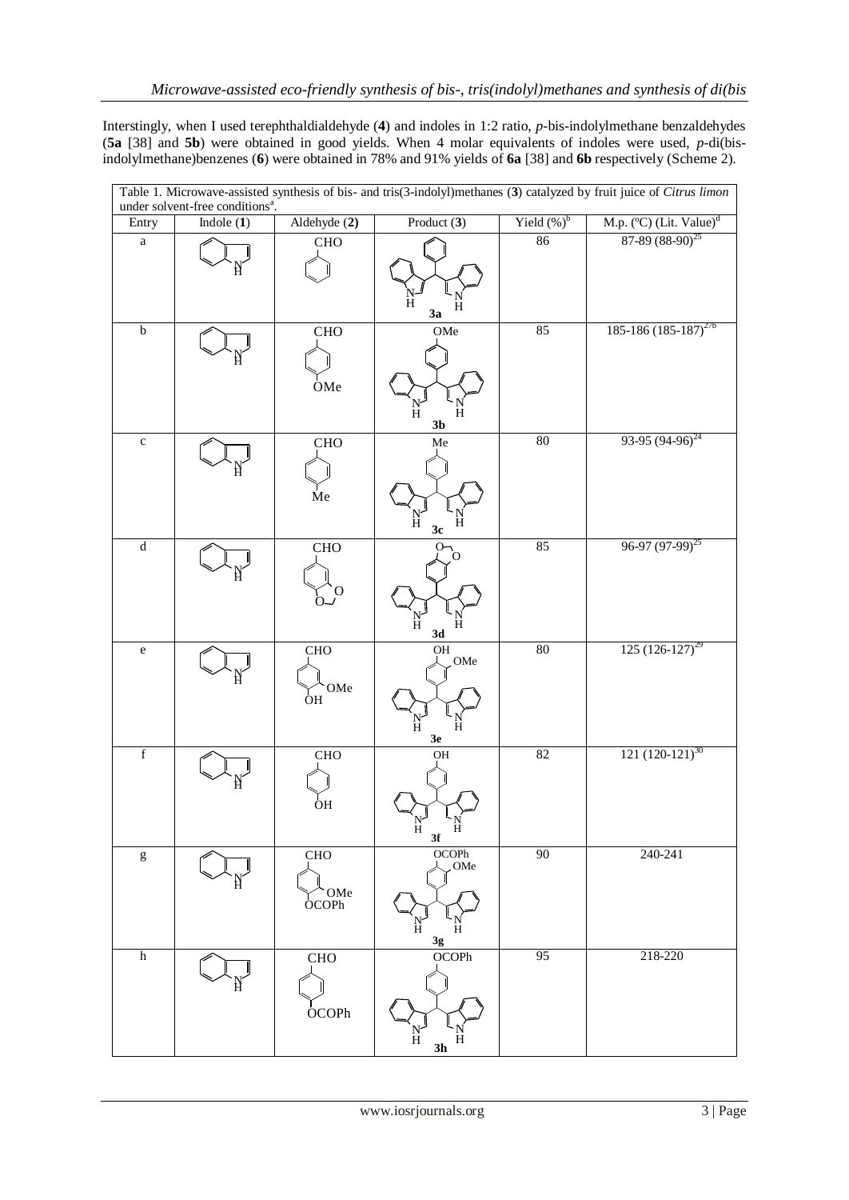Interstingly, when I used terephthaldialdehyde (**4**) and indoles in 1:2 ratio, *p*-bis-indolylmethane benzaldehydes (**5a** [38] and **5b**) were obtained in good yields. When 4 molar equivalents of indoles were used, *p*-di(bis-indolylmethane)benzenes (**6**) were obtained in 78% and 91% yields of **6a** [38] and **6b** respectively (Scheme 2).

Table 1. Microwave-assisted synthesis of bis- and tris(3-indolyl)methanes (**3**) catalyzed by fruit juice of *Citrus limon* under solvent-free conditions[a].

| Entry | Indole (**1**) | Aldehyde (**2**) | Product (**3**) | Yield (%)[b] | M.p. (ºC) (Lit. Value)[d] |
|---|---|---|---|---|---|
| a | | | **3a** | 86 | 87-89 (88-90)[25] |
| b | | | **3b** | 85 | 185-186 (185-187)[27b] |
| c | | | **3c** | 80 | 93-95 (94-96)[24] |
| d | | | **3d** | 85 | 96-97 (97-99)[25] |
| e | | | **3e** | 80 | 125 (126-127)[29] |
| f | | | **3f** | 82 | 121 (120-121)[30] |
| g | | | **3g** | 90 | 240-241 |
| h | | | **3h** | 95 | 218-220 |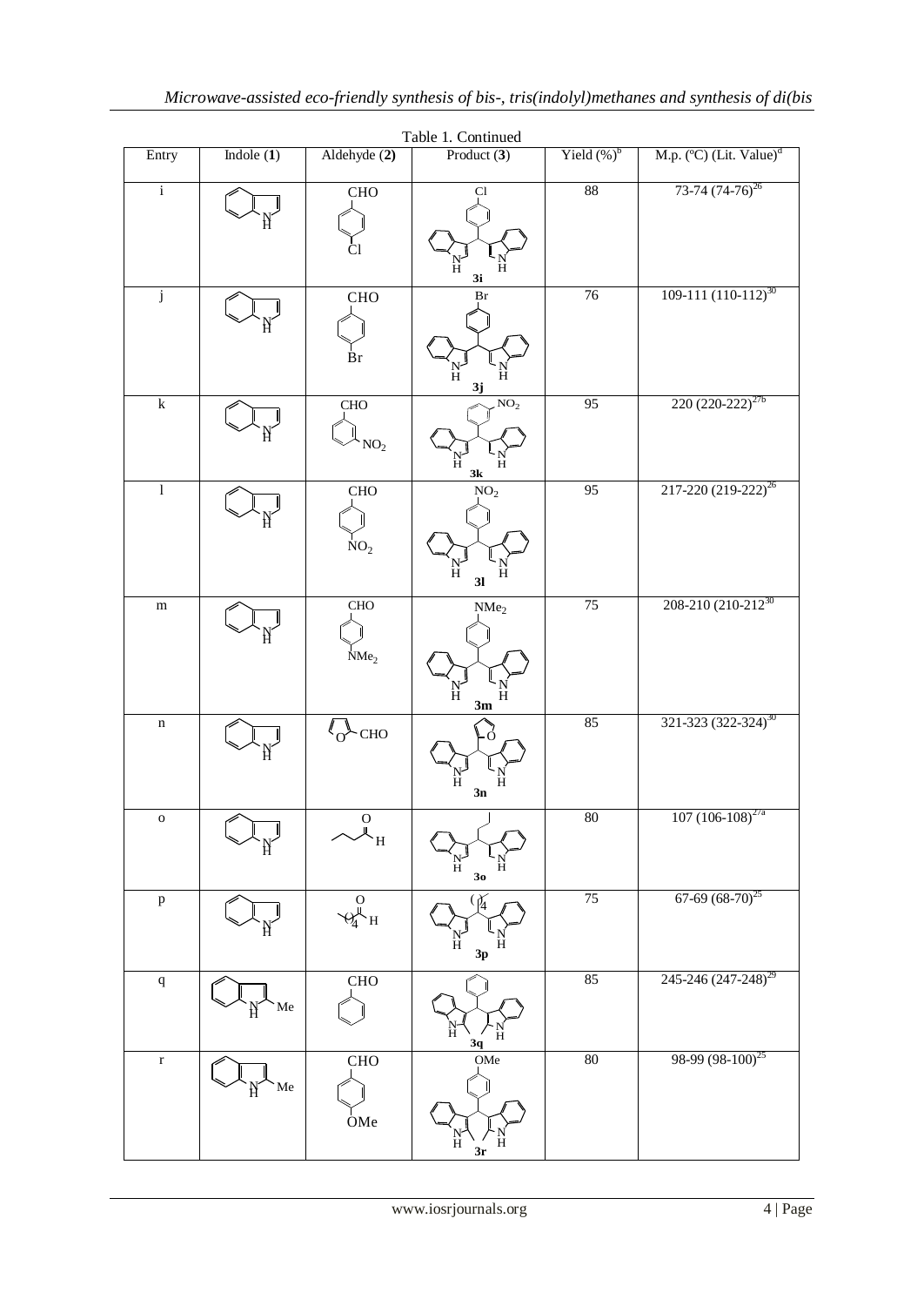Table 1. Continued

| Entry | Indole (1) | Aldehyde (2) | Product (3) | Yield (%)[b] | M.p. (ºC) (Lit. Value)[d] |
|---|---|---|---|---|---|
| i | | | 3i | 88 | 73-74 (74-76)[26] |
| j | | | 3j | 76 | 109-111 (110-112)[30] |
| k | | | 3k | 95 | 220 (220-222)[27b] |
| l | | | 3l | 95 | 217-220 (219-222)[26] |
| m | | | 3m | 75 | 208-210 (210-212[30] |
| n | | | 3n | 85 | 321-323 (322-324)[30] |
| o | | | 3o | 80 | 107 (106-108)[27a] |
| p | | | 3p | 75 | 67-69 (68-70)[25] |
| q | | | 3q | 85 | 245-246 (247-248)[29] |
| r | | | 3r | 80 | 98-99 (98-100)[25] |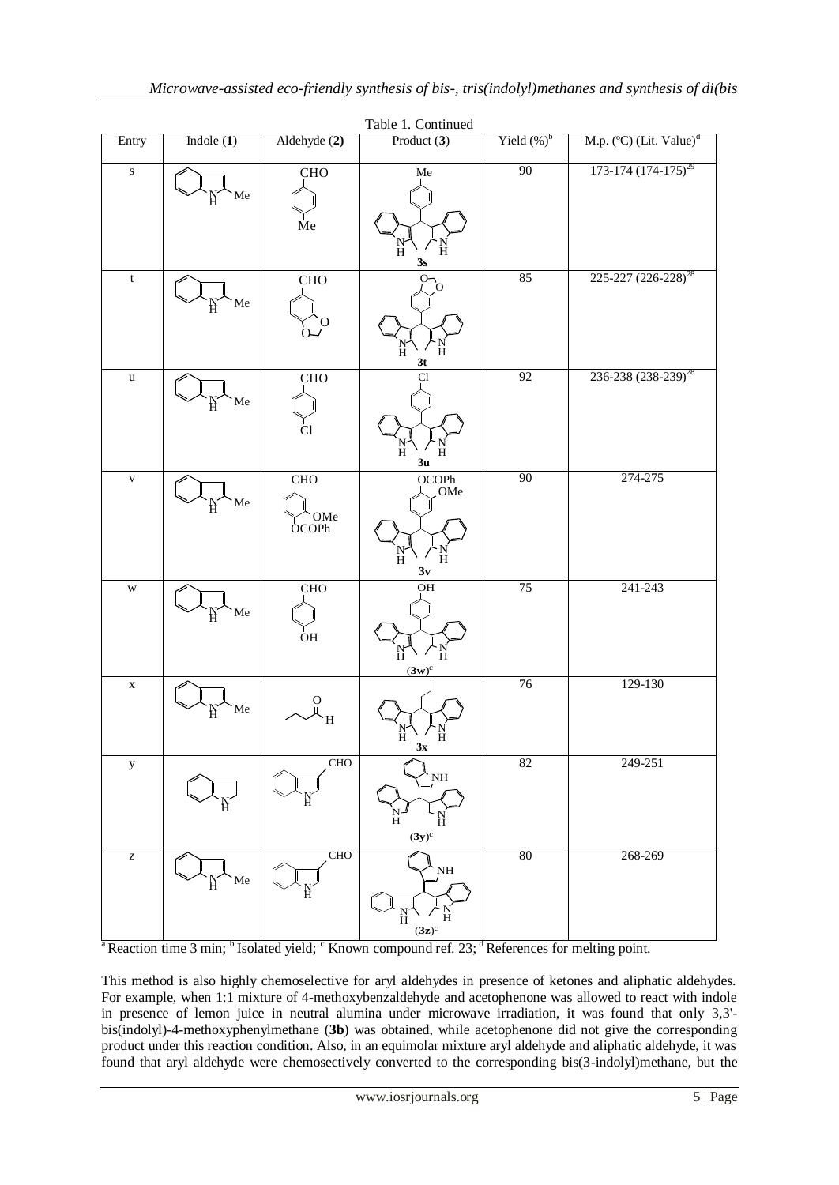Table 1. Continued

| Entry | Indole (**1**) | Aldehyde (**2**) | Product (**3**) | Yield (%)[b] | M.p. (°C) (Lit. Value)[d] |
|---|---|---|---|---|---|
| s | | | **3s** | 90 | 173-174 (174-175)[29] |
| t | | | **3t** | 85 | 225-227 (226-228)[28] |
| u | | | **3u** | 92 | 236-238 (238-239)[28] |
| v | | | **3v** | 90 | 274-275 |
| w | | | (**3w**)[c] | 75 | 241-243 |
| x | | | **3x** | 76 | 129-130 |
| y | | | (**3y**)[c] | 82 | 249-251 |
| z | | | (**3z**)[c] | 80 | 268-269 |

[a] Reaction time 3 min; [b] Isolated yield; [c] Known compound ref. 23; [d] References for melting point.

This method is also highly chemoselective for aryl aldehydes in presence of ketones and aliphatic aldehydes. For example, when 1:1 mixture of 4-methoxybenzaldehyde and acetophenone was allowed to react with indole in presence of lemon juice in neutral alumina under microwave irradiation, it was found that only 3,3'-bis(indolyl)-4-methoxyphenylmethane (**3b**) was obtained, while acetophenone did not give the corresponding product under this reaction condition. Also, in an equimolar mixture aryl aldehyde and aliphatic aldehyde, it was found that aryl aldehyde were chemosectively converted to the corresponding bis(3-indolyl)methane, but the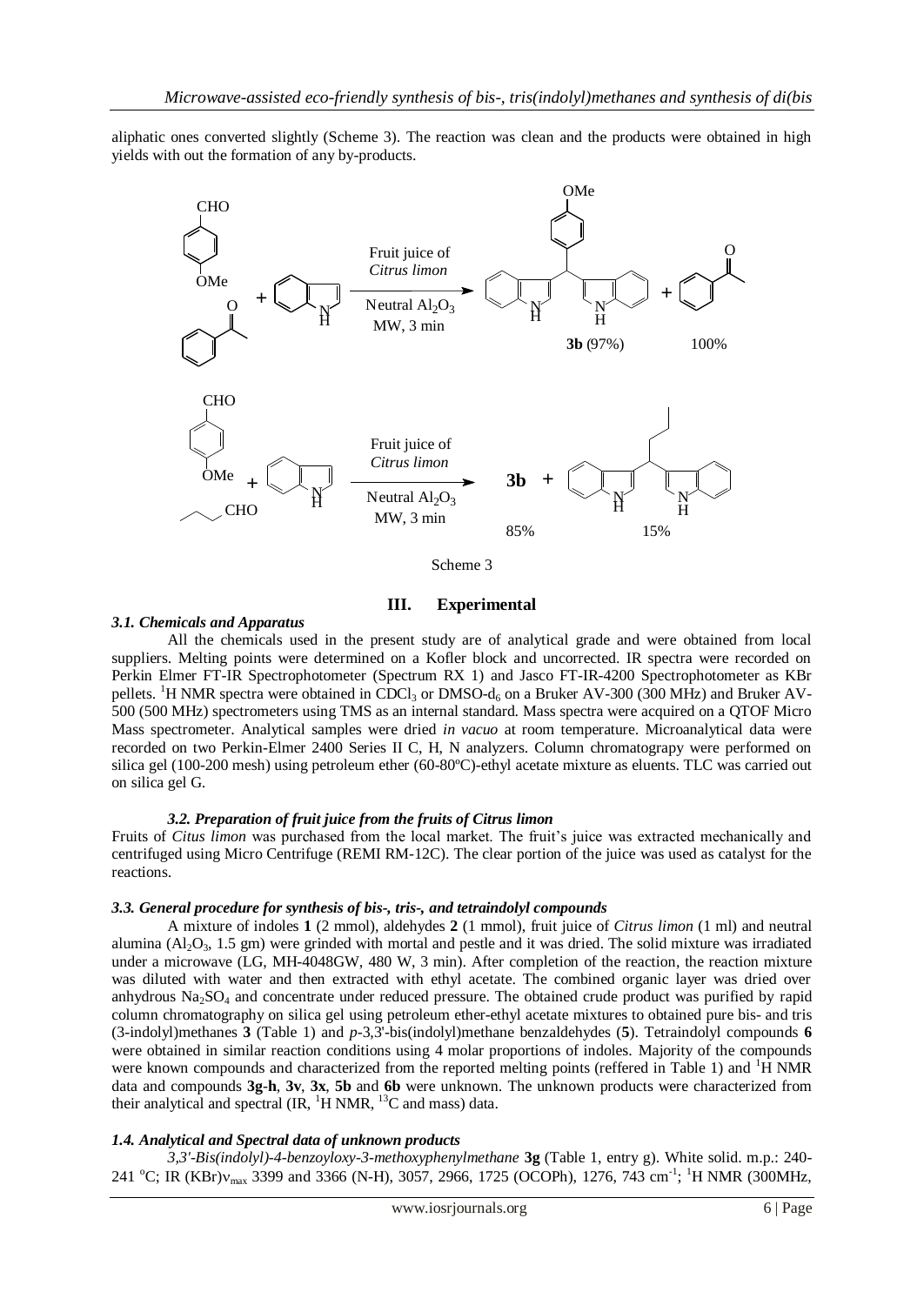aliphatic ones converted slightly (Scheme 3). The reaction was clean and the products were obtained in high yields with out the formation of any by-products.

Scheme 3

## III. Experimental

### *3.1. Chemicals and Apparatus*

All the chemicals used in the present study are of analytical grade and were obtained from local suppliers. Melting points were determined on a Kofler block and uncorrected. IR spectra were recorded on Perkin Elmer FT-IR Spectrophotometer (Spectrum RX 1) and Jasco FT-IR-4200 Spectrophotometer as KBr pellets. $^1H$ NMR spectra were obtained in $CDCl_3$ or DMSO-$d_6$ on a Bruker AV-300 (300 MHz) and Bruker AV-500 (500 MHz) spectrometers using TMS as an internal standard. Mass spectra were acquired on a QTOF Micro Mass spectrometer. Analytical samples were dried *in vacuo* at room temperature. Microanalytical data were recorded on two Perkin-Elmer 2400 Series II C, H, N analyzers. Column chromatograpy were performed on silica gel (100-200 mesh) using petroleum ether (60-80ºC)-ethyl acetate mixture as eluents. TLC was carried out on silica gel G.

### *3.2. Preparation of fruit juice from the fruits of Citrus limon*

Fruits of *Citus limon* was purchased from the local market. The fruit's juice was extracted mechanically and centrifuged using Micro Centrifuge (REMI RM-12C). The clear portion of the juice was used as catalyst for the reactions.

### *3.3. General procedure for synthesis of bis-, tris-, and tetraindolyl compounds*

A mixture of indoles **1** (2 mmol), aldehydes **2** (1 mmol), fruit juice of *Citrus limon* (1 ml) and neutral alumina ($Al_2O_3$, 1.5 gm) were grinded with mortal and pestle and it was dried. The solid mixture was irradiated under a microwave (LG, MH-4048GW, 480 W, 3 min). After completion of the reaction, the reaction mixture was diluted with water and then extracted with ethyl acetate. The combined organic layer was dried over anhydrous $Na_2SO_4$ and concentrate under reduced pressure. The obtained crude product was purified by rapid column chromatography on silica gel using petroleum ether-ethyl acetate mixtures to obtained pure bis- and tris (3-indolyl)methanes **3** (Table 1) and *p*-3,3'-bis(indolyl)methane benzaldehydes (**5**). Tetraindolyl compounds **6** were obtained in similar reaction conditions using 4 molar proportions of indoles. Majority of the compounds were known compounds and characterized from the reported melting points (reffered in Table 1) and $^1H$ NMR data and compounds **3g-h**, **3v**, **3x**, **5b** and **6b** were unknown. The unknown products were characterized from their analytical and spectral (IR, $^1H$ NMR, $^{13}C$ and mass) data.

### *1.4. Analytical and Spectral data of unknown products*

*3,3'-Bis(indolyl)-4-benzoyloxy-3-methoxyphenylmethane* **3g** (Table 1, entry g). White solid. m.p.: 240-241 °C; IR (KBr)$\nu_{max}$ 3399 and 3366 (N-H), 3057, 2966, 1725 (OCOPh), 1276, 743 cm$^{-1}$; $^1H$ NMR (300MHz,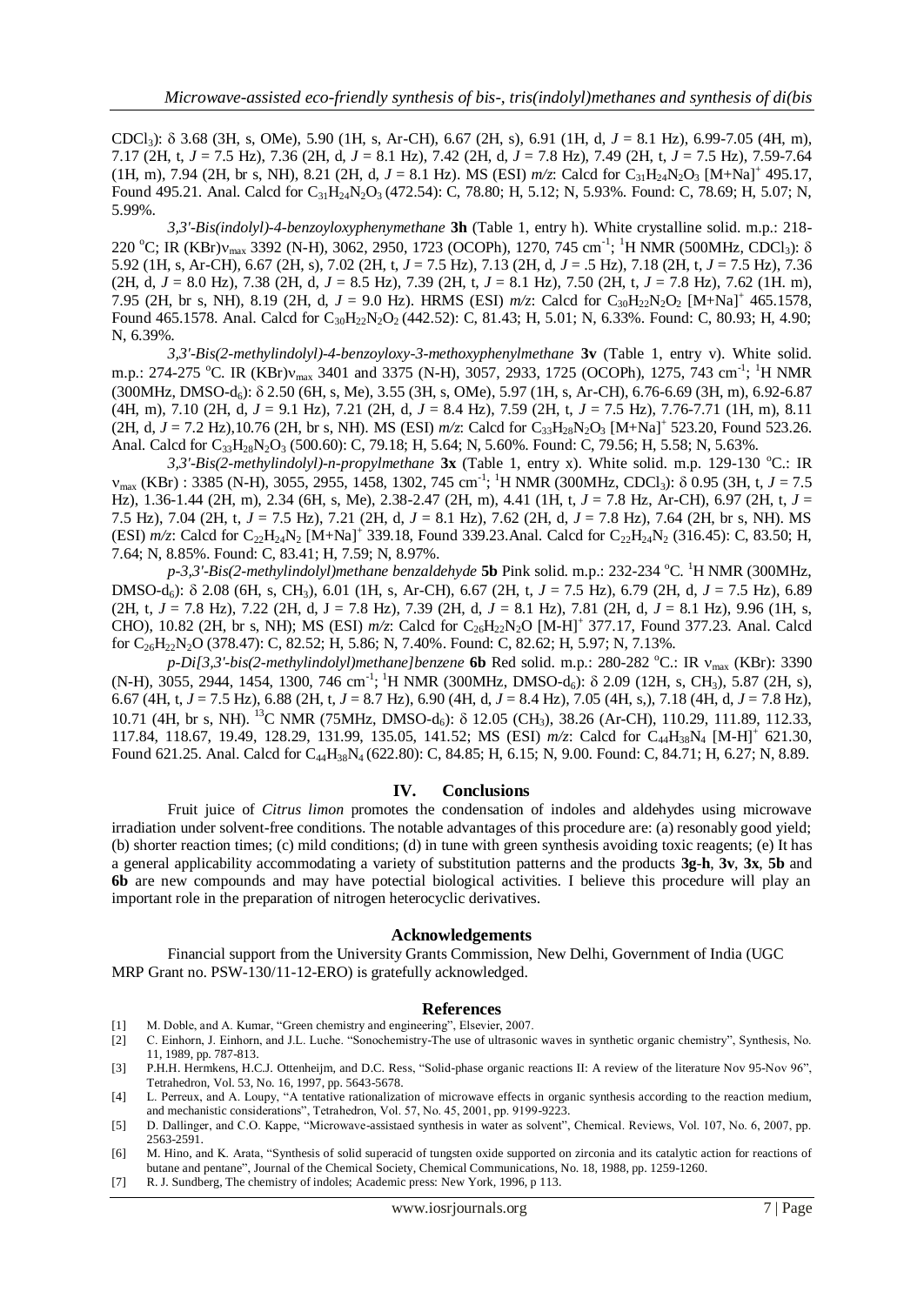$CDCl_3$): δ 3.68 (3H, s, OMe), 5.90 (1H, s, Ar-CH), 6.67 (2H, s), 6.91 (1H, d, $J$ = 8.1 Hz), 6.99-7.05 (4H, m), 7.17 (2H, t, $J$ = 7.5 Hz), 7.36 (2H, d, $J$ = 8.1 Hz), 7.42 (2H, d, $J$ = 7.8 Hz), 7.49 (2H, t, $J$ = 7.5 Hz), 7.59-7.64 (1H, m), 7.94 (2H, br s, NH), 8.21 (2H, d, $J$ = 8.1 Hz). MS (ESI) $m/z$: Calcd for $C_{31}H_{24}N_2O_3$ $[M+Na]^+$ 495.17, Found 495.21. Anal. Calcd for $C_{31}H_{24}N_2O_3$ (472.54): C, 78.80; H, 5.12; N, 5.93%. Found: C, 78.69; H, 5.07; N, 5.99%.

*3,3'-Bis(indolyl)-4-benzoyloxyphenymethane* **3h** (Table 1, entry h). White crystalline solid. m.p.: 218-220 °C; IR (KBr)$\nu_{max}$ 3392 (N-H), 3062, 2950, 1723 (OCOPh), 1270, 745 $cm^{-1}$; $^1H$ NMR (500MHz, $CDCl_3$): δ 5.92 (1H, s, Ar-CH), 6.67 (2H, s), 7.02 (2H, t, $J$ = 7.5 Hz), 7.13 (2H, d, $J$ = .5 Hz), 7.18 (2H, t, $J$ = 7.5 Hz), 7.36 (2H, d, $J$ = 8.0 Hz), 7.38 (2H, d, $J$ = 8.5 Hz), 7.39 (2H, t, $J$ = 8.1 Hz), 7.50 (2H, t, $J$ = 7.8 Hz), 7.62 (1H. m), 7.95 (2H, br s, NH), 8.19 (2H, d, $J$ = 9.0 Hz). HRMS (ESI) $m/z$: Calcd for $C_{30}H_{22}N_2O_2$ $[M+Na]^+$ 465.1578, Found 465.1578. Anal. Calcd for $C_{30}H_{22}N_2O_2$ (442.52): C, 81.43; H, 5.01; N, 6.33%. Found: C, 80.93; H, 4.90; N, 6.39%.

*3,3'-Bis(2-methylindolyl)-4-benzoyloxy-3-methoxyphenylmethane* **3v** (Table 1, entry v). White solid. m.p.: 274-275 °C. IR (KBr)$\nu_{max}$ 3401 and 3375 (N-H), 3057, 2933, 1725 (OCOPh), 1275, 743 $cm^{-1}$; $^1H$ NMR (300MHz, DMSO-$d_6$): δ 2.50 (6H, s, Me), 3.55 (3H, s, OMe), 5.97 (1H, s, Ar-CH), 6.76-6.69 (3H, m), 6.92-6.87 (4H, m), 7.10 (2H, d, $J$ = 9.1 Hz), 7.21 (2H, d, $J$ = 8.4 Hz), 7.59 (2H, t, $J$ = 7.5 Hz), 7.76-7.71 (1H, m), 8.11 (2H, d, $J$ = 7.2 Hz),10.76 (2H, br s, NH). MS (ESI) $m/z$: Calcd for $C_{33}H_{28}N_2O_3$ $[M+Na]^+$ 523.20, Found 523.26. Anal. Calcd for $C_{33}H_{28}N_2O_3$ (500.60): C, 79.18; H, 5.64; N, 5.60%. Found: C, 79.56; H, 5.58; N, 5.63%.

*3,3'-Bis(2-methylindolyl)-n-propylmethane* **3x** (Table 1, entry x). White solid. m.p. 129-130 °C.: IR $\nu_{max}$ (KBr) : 3385 (N-H), 3055, 2955, 1458, 1302, 745 $cm^{-1}$; $^1H$ NMR (300MHz, $CDCl_3$): δ 0.95 (3H, t, $J$ = 7.5 Hz), 1.36-1.44 (2H, m), 2.34 (6H, s, Me), 2.38-2.47 (2H, m), 4.41 (1H, t, $J$ = 7.8 Hz, Ar-CH), 6.97 (2H, t, $J$ = 7.5 Hz), 7.04 (2H, t, $J$ = 7.5 Hz), 7.21 (2H, d, $J$ = 8.1 Hz), 7.62 (2H, d, $J$ = 7.8 Hz), 7.64 (2H, br s, NH). MS (ESI) $m/z$: Calcd for $C_{22}H_{24}N_2$ $[M+Na]^+$ 339.18, Found 339.23.Anal. Calcd for $C_{22}H_{24}N_2$ (316.45): C, 83.50; H, 7.64; N, 8.85%. Found: C, 83.41; H, 7.59; N, 8.97%.

*p-3,3'-Bis(2-methylindolyl)methane benzaldehyde* **5b** Pink solid. m.p.: 232-234 °C. $^1H$ NMR (300MHz, DMSO-$d_6$): δ 2.08 (6H, s, $CH_3$), 6.01 (1H, s, Ar-CH), 6.67 (2H, t, $J$ = 7.5 Hz), 6.79 (2H, d, $J$ = 7.5 Hz), 6.89 (2H, t, $J$ = 7.8 Hz), 7.22 (2H, d, J = 7.8 Hz), 7.39 (2H, d, $J$ = 8.1 Hz), 7.81 (2H, d, $J$ = 8.1 Hz), 9.96 (1H, s, CHO), 10.82 (2H, br s, NH); MS (ESI) $m/z$: Calcd for $C_{26}H_{22}N_2O$ $[M-H]^+$ 377.17, Found 377.23. Anal. Calcd for $C_{26}H_{22}N_2O$ (378.47): C, 82.52; H, 5.86; N, 7.40%. Found: C, 82.62; H, 5.97; N, 7.13%.

*p-Di[3,3'-bis(2-methylindolyl)methane]benzene* **6b** Red solid. m.p.: 280-282 °C.: IR $\nu_{max}$ (KBr): 3390 (N-H), 3055, 2944, 1454, 1300, 746 $cm^{-1}$; $^1H$ NMR (300MHz, DMSO-$d_6$): δ 2.09 (12H, s, $CH_3$), 5.87 (2H, s), 6.67 (4H, t, $J$ = 7.5 Hz), 6.88 (2H, t, $J$ = 8.7 Hz), 6.90 (4H, d, $J$ = 8.4 Hz), 7.05 (4H, s,), 7.18 (4H, d, $J$ = 7.8 Hz), 10.71 (4H, br s, NH). $^{13}C$ NMR (75MHz, DMSO-$d_6$): δ 12.05 ($CH_3$), 38.26 (Ar-CH), 110.29, 111.89, 112.33, 117.84, 118.67, 19.49, 128.29, 131.99, 135.05, 141.52; MS (ESI) $m/z$: Calcd for $C_{44}H_{38}N_4$ $[M-H]^+$ 621.30, Found 621.25. Anal. Calcd for $C_{44}H_{38}N_4$ (622.80): C, 84.85; H, 6.15; N, 9.00. Found: C, 84.71; H, 6.27; N, 8.89.

## IV. Conclusions

Fruit juice of *Citrus limon* promotes the condensation of indoles and aldehydes using microwave irradiation under solvent-free conditions. The notable advantages of this procedure are: (a) resonably good yield; (b) shorter reaction times; (c) mild conditions; (d) in tune with green synthesis avoiding toxic reagents; (e) It has a general applicability accommodating a variety of substitution patterns and the products **3g-h**, **3v**, **3x**, **5b** and **6b** are new compounds and may have potectial biological activities. I believe this procedure will play an important role in the preparation of nitrogen heterocyclic derivatives.

## Acknowledgements

Financial support from the University Grants Commission, New Delhi, Government of India (UGC MRP Grant no. PSW-130/11-12-ERO) is gratefully acknowledged.

## References

[1] M. Doble, and A. Kumar, "Green chemistry and engineering", Elsevier, 2007.

[2] C. Einhorn, J. Einhorn, and J.L. Luche. "Sonochemistry-The use of ultrasonic waves in synthetic organic chemistry", Synthesis, No. 11, 1989, pp. 787-813.

[3] P.H.H. Hermkens, H.C.J. Ottenheijm, and D.C. Ress, "Solid-phase organic reactions II: A review of the literature Nov 95-Nov 96", Tetrahedron, Vol. 53, No. 16, 1997, pp. 5643-5678.

[4] L. Perreux, and A. Loupy, "A tentative rationalization of microwave effects in organic synthesis according to the reaction medium, and mechanistic considerations", Tetrahedron, Vol. 57, No. 45, 2001, pp. 9199-9223.

[5] D. Dallinger, and C.O. Kappe, "Microwave-assistaed synthesis in water as solvent", Chemical. Reviews, Vol. 107, No. 6, 2007, pp. 2563-2591.

[6] M. Hino, and K. Arata, "Synthesis of solid superacid of tungsten oxide supported on zirconia and its catalytic action for reactions of butane and pentane", Journal of the Chemical Society, Chemical Communications, No. 18, 1988, pp. 1259-1260.

[7] R. J. Sundberg, The chemistry of indoles; Academic press: New York, 1996, p 113.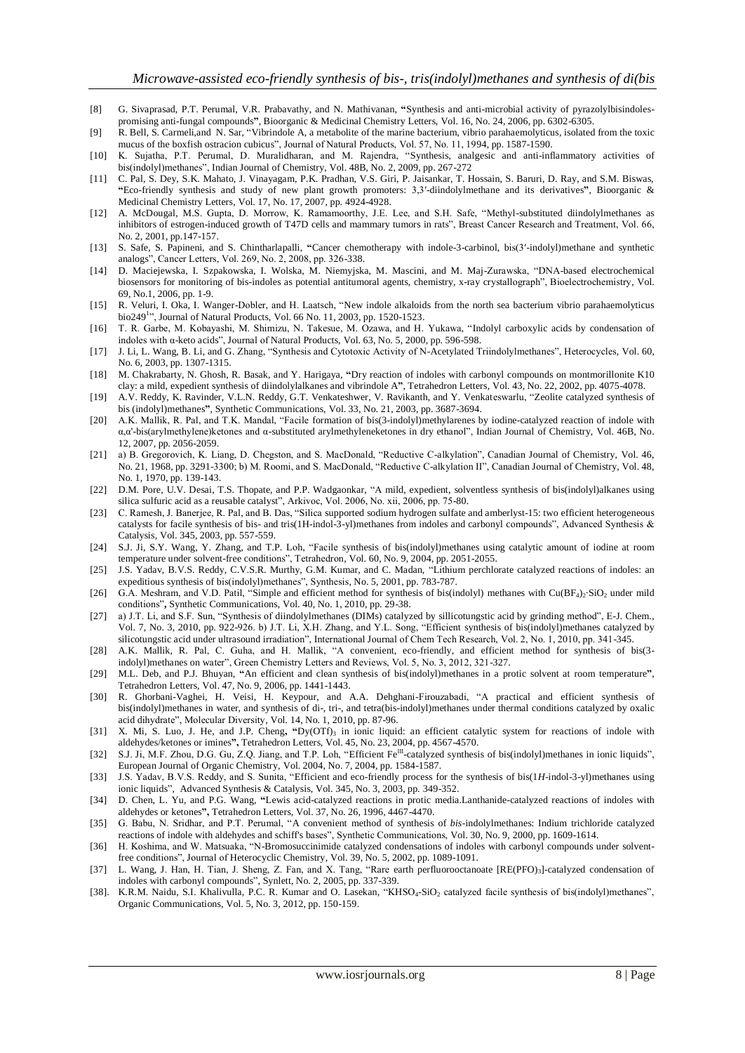[8] G. Sivaprasad, P.T. Perumal, V.R. Prabavathy, and N. Mathivanan, "Synthesis and anti-microbial activity of pyrazolylbisindoles-promising anti-fungal compounds", Bioorganic & Medicinal Chemistry Letters, Vol. 16, No. 24, 2006, pp. 6302-6305.

[9] R. Bell, S. Carmeli,and N. Sar, "Vibrindole A, a metabolite of the marine bacterium, vibrio parahaemolyticus, isolated from the toxic mucus of the boxfish ostracion cubicus", Journal of Natural Products, Vol. 57, No. 11, 1994, pp. 1587-1590.

[10] K. Sujatha, P.T. Perumal, D. Muralidharan, and M. Rajendra, "Synthesis, analgesic and anti-inflammatory activities of bis(indolyl)methanes", Indian Journal of Chemistry, Vol. 48B, No. 2, 2009, pp. 267-272

[11] C. Pal, S. Dey, S.K. Mahato, J. Vinayagam, P.K. Pradhan, V.S. Giri, P. Jaisankar, T. Hossain, S. Baruri, D. Ray, and S.M. Biswas, "Eco-friendly synthesis and study of new plant growth promoters: 3,3′-diindolylmethane and its derivatives", Bioorganic & Medicinal Chemistry Letters, Vol. 17, No. 17, 2007, pp. 4924-4928.

[12] A. McDougal, M.S. Gupta, D. Morrow, K. Ramamoorthy, J.E. Lee, and S.H. Safe, "Methyl-substituted diindolylmethanes as inhibitors of estrogen-induced growth of T47D cells and mammary tumors in rats", Breast Cancer Research and Treatment, Vol. 66, No. 2, 2001, pp.147-157.

[13] S. Safe, S. Papineni, and S. Chintharlapalli, "Cancer chemotherapy with indole-3-carbinol, bis(3′-indolyl)methane and synthetic analogs", Cancer Letters, Vol. 269, No. 2, 2008, pp. 326-338.

[14] D. Maciejewska, I. Szpakowska, I. Wolska, M. Niemyjska, M. Mascini, and M. Maj-Zurawska, "DNA-based electrochemical biosensors for monitoring of bis-indoles as potential antitumoral agents, chemistry, x-ray crystallograph", Bioelectrochemistry, Vol. 69, No.1, 2006, pp. 1-9.

[15] R. Veluri, I. Oka, I. Wanger-Dobler, and H. Laatsch, "New indole alkaloids from the north sea bacterium vibrio parahaemolyticus bio249[1]", Journal of Natural Products, Vol. 66 No. 11, 2003, pp. 1520-1523.

[16] T. R. Garbe, M. Kobayashi, M. Shimizu, N. Takesue, M. Ozawa, and H. Yukawa, "Indolyl carboxylic acids by condensation of indoles with α-keto acids", Journal of Natural Products, Vol. 63, No. 5, 2000, pp. 596-598.

[17] J. Li, L. Wang, B. Li, and G. Zhang, "Synthesis and Cytotoxic Activity of N-Acetylated Triindolylmethanes", Heterocycles, Vol. 60, No. 6, 2003, pp. 1307-1315.

[18] M. Chakrabarty, N. Ghosh, R. Basak, and Y. Harigaya, "Dry reaction of indoles with carbonyl compounds on montmorillonite K10 clay: a mild, expedient synthesis of diindolylalkanes and vibrindole A", Tetrahedron Letters, Vol. 43, No. 22, 2002, pp. 4075-4078.

[19] A.V. Reddy, K. Ravinder, V.L.N. Reddy, G.T. Venkateshwer, V. Ravikanth, and Y. Venkateswarlu, "Zeolite catalyzed synthesis of bis (indolyl)methanes", Synthetic Communications, Vol. 33, No. 21, 2003, pp. 3687-3694.

[20] A.K. Mallik, R. Pal, and T.K. Mandal, "Facile formation of bis(3-indolyl)methylarenes by iodine-catalyzed reaction of indole with α,α′-bis(arylmethylene)ketones and α-substituted arylmethyleneketones in dry ethanol", Indian Journal of Chemistry, Vol. 46B, No. 12, 2007, pp. 2056-2059.

[21] a) B. Gregorovich, K. Liang, D. Chegston, and S. MacDonald, "Reductive C-alkylation", Canadian Journal of Chemistry, Vol. 46, No. 21, 1968, pp. 3291-3300; b) M. Roomi, and S. MacDonald, "Reductive C-alkylation II", Canadian Journal of Chemistry, Vol. 48, No. 1, 1970, pp. 139-143.

[22] D.M. Pore, U.V. Desai, T.S. Thopate, and P.P. Wadgaonkar, "A mild, expedient, solventless synthesis of bis(indolyl)alkanes using silica sulfuric acid as a reusable catalyst", Arkivoc, Vol. 2006, No. xii, 2006, pp. 75-80.

[23] C. Ramesh, J. Banerjee, R. Pal, and B. Das, "Silica supported sodium hydrogen sulfate and amberlyst-15: two efficient heterogeneous catalysts for facile synthesis of bis- and tris(1H-indol-3-yl)methanes from indoles and carbonyl compounds", Advanced Synthesis & Catalysis, Vol. 345, 2003, pp. 557-559.

[24] S.J. Ji, S.Y. Wang, Y. Zhang, and T.P. Loh, "Facile synthesis of bis(indolyl)methanes using catalytic amount of iodine at room temperature under solvent-free conditions", Tetrahedron, Vol. 60, No. 9, 2004, pp. 2051-2055.

[25] J.S. Yadav, B.V.S. Reddy, C.V.S.R. Murthy, G.M. Kumar, and C. Madan, "Lithium perchlorate catalyzed reactions of indoles: an expeditious synthesis of bis(indolyl)methanes", Synthesis, No. 5, 2001, pp. 783-787.

[26] G.A. Meshram, and V.D. Patil, "Simple and efficient method for synthesis of bis(indolyl) methanes with $Cu(BF_4)_2 \cdot SiO_2$ under mild conditions", Synthetic Communications, Vol. 40, No. 1, 2010, pp. 29-38.

[27] a) J.T. Li, and S.F. Sun, "Synthesis of diindolylmethanes (DIMs) catalyzed by sillicotungstic acid by grinding method", E-J. Chem., Vol. 7, No. 3, 2010, pp. 922-926. b) J.T. Li, X.H. Zhang, and Y.L. Song, "Efficient synthesis of bis(indolyl)methanes catalyzed by silicotungstic acid under ultrasound irradiation", International Journal of Chem Tech Research, Vol. 2, No. 1, 2010, pp. 341-345.

[28] A.K. Mallik, R. Pal, C. Guha, and H. Mallik, "A convenient, eco-friendly, and efficient method for synthesis of bis(3-indolyl)methanes on water", Green Chemistry Letters and Reviews, Vol. 5, No. 3, 2012, 321-327.

[29] M.L. Deb, and P.J. Bhuyan, "An efficient and clean synthesis of bis(indolyl)methanes in a protic solvent at room temperature", Tetrahedron Letters, Vol. 47, No. 9, 2006, pp. 1441-1443.

[30] R. Ghorbani-Vaghei, H. Veisi, H. Keypour, and A.A. Dehghani-Firouzabadi, "A practical and efficient synthesis of bis(indolyl)methanes in water, and synthesis of di-, tri-, and tetra(bis-indolyl)methanes under thermal conditions catalyzed by oxalic acid dihydrate", Molecular Diversity, Vol. 14, No. 1, 2010, pp. 87-96.

[31] X. Mi, S. Luo, J. He, and J.P. Cheng, "$Dy(OTf)_3$ in ionic liquid: an efficient catalytic system for reactions of indole with aldehydes/ketones or imines", Tetrahedron Letters, Vol. 45, No. 23, 2004, pp. 4567-4570.

[32] S.J. Ji, M.F. Zhou, D.G. Gu, Z.Q. Jiang, and T.P. Loh, "Efficient $Fe^{III}$-catalyzed synthesis of bis(indolyl)methanes in ionic liquids", European Journal of Organic Chemistry, Vol. 2004, No. 7, 2004, pp. 1584-1587.

[33] J.S. Yadav, B.V.S. Reddy, and S. Sunita, "Efficient and eco-friendly process for the synthesis of bis(1*H*-indol-3-yl)methanes using ionic liquids", Advanced Synthesis & Catalysis, Vol. 345, No. 3, 2003, pp. 349-352.

[34] D. Chen, L. Yu, and P.G. Wang, "Lewis acid-catalyzed reactions in protic media.Lanthanide-catalyzed reactions of indoles with aldehydes or ketones", Tetrahedron Letters, Vol. 37, No. 26, 1996, 4467-4470.

[35] G. Babu, N. Sridhar, and P.T. Perumal, "A convenient method of synthesis of *bis*-indolylmethanes: Indium trichloride catalyzed reactions of indole with aldehydes and schiff's bases", Synthetic Communications, Vol. 30, No. 9, 2000, pp. 1609-1614.

[36] H. Koshima, and W. Matsuaka, "N-Bromosuccinimide catalyzed condensations of indoles with carbonyl compounds under solvent-free conditions", Journal of Heterocyclic Chemistry, Vol. 39, No. 5, 2002, pp. 1089-1091.

[37] L. Wang, J. Han, H. Tian, J. Sheng, Z. Fan, and X. Tang, "Rare earth perfluorooctanoate $[RE(PFO)_3]$-catalyzed condensation of indoles with carbonyl compounds", Synlett, No. 2, 2005, pp. 337-339.

[38]. K.R.M. Naidu, S.I. Khalivulla, P.C. R. Kumar and O. Lasekan, "$KHSO_4$-$SiO_2$ catalyzed facile synthesis of bis(indolyl)methanes", Organic Communications, Vol. 5, No. 3, 2012, pp. 150-159.